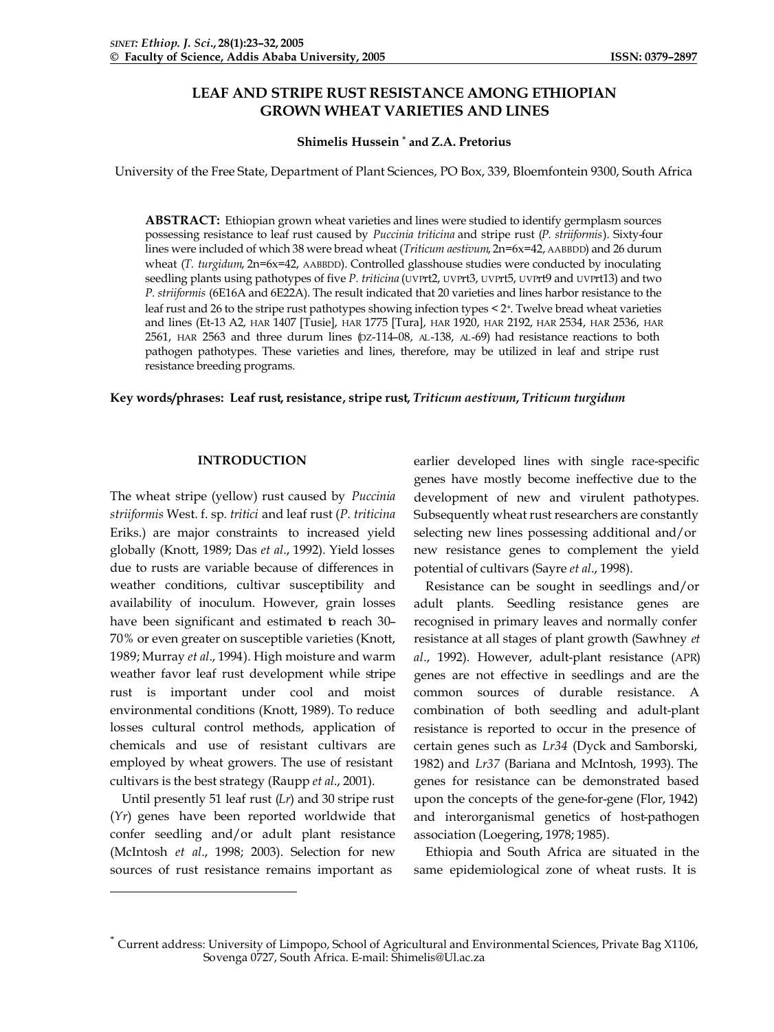# LEAF AND STRIPE RUST RESISTANCE AMONG ETHIOPIAN GROWN WHEAT VARIETIES AND LINES

**Shimelis Hussein** [*] **and Z.A. Pretorius**

University of the Free State, Department of Plant Sciences, PO Box, 339, Bloemfontein 9300, South Africa

**ABSTRACT:** Ethiopian grown wheat varieties and lines were studied to identify germplasm sources possessing resistance to leaf rust caused by *Puccinia triticina* and stripe rust (*P. striiformis*). Sixty-four lines were included of which 38 were bread wheat (*Triticum aestivum*, 2n=6x=42, AABBDD) and 26 durum wheat (*T. turgidum*, 2n=6x=42, AABBDD). Controlled glasshouse studies were conducted by inoculating seedling plants using pathotypes of five *P. triticina* (UVPrt2, UVPrt3, UVPrt5, UVPrt9 and UVPrt13) and two *P. striiformis* (6E16A and 6E22A). The result indicated that 20 varieties and lines harbor resistance to the leaf rust and 26 to the stripe rust pathotypes showing infection types < $2^+$. Twelve bread wheat varieties and lines (Et-13 A2, HAR 1407 [Tusie], HAR 1775 [Tura], HAR 1920, HAR 2192, HAR 2534, HAR 2536, HAR 2561, HAR 2563 and three durum lines (DZ-114–08, AL-138, AL-69) had resistance reactions to both pathogen pathotypes. These varieties and lines, therefore, may be utilized in leaf and stripe rust resistance breeding programs.

**Key words/phrases:** **Leaf rust, resistance, stripe rust,** ***Triticum aestivum*****,** ***Triticum turgidum***

## INTRODUCTION

The wheat stripe (yellow) rust caused by *Puccinia striiformis* West. f. sp. *tritici* and leaf rust (*P. triticina* Eriks.) are major constraints to increased yield globally (Knott, 1989; Das *et al*., 1992). Yield losses due to rusts are variable because of differences in weather conditions, cultivar susceptibility and availability of inoculum. However, grain losses have been significant and estimated to reach 30–70% or even greater on susceptible varieties (Knott, 1989; Murray *et al*., 1994). High moisture and warm weather favor leaf rust development while stripe rust is important under cool and moist environmental conditions (Knott, 1989). To reduce losses cultural control methods, application of chemicals and use of resistant cultivars are employed by wheat growers. The use of resistant cultivars is the best strategy (Raupp *et al*., 2001).

Until presently 51 leaf rust (*Lr*) and 30 stripe rust (*Yr*) genes have been reported worldwide that confer seedling and/or adult plant resistance (McIntosh *et al*., 1998; 2003). Selection for new sources of rust resistance remains important as earlier developed lines with single race-specific genes have mostly become ineffective due to the development of new and virulent pathotypes. Subsequently wheat rust researchers are constantly selecting new lines possessing additional and/or new resistance genes to complement the yield potential of cultivars (Sayre *et al*., 1998).

Resistance can be sought in seedlings and/or adult plants. Seedling resistance genes are recognised in primary leaves and normally confer resistance at all stages of plant growth (Sawhney *et al*., 1992). However, adult-plant resistance (APR) genes are not effective in seedlings and are the common sources of durable resistance. A combination of both seedling and adult-plant resistance is reported to occur in the presence of certain genes such as *Lr34* (Dyck and Samborski, 1982) and *Lr37* (Bariana and McIntosh, 1993). The genes for resistance can be demonstrated based upon the concepts of the gene-for-gene (Flor, 1942) and interorganismal genetics of host-pathogen association (Loegering, 1978; 1985).

Ethiopia and South Africa are situated in the same epidemiological zone of wheat rusts. It is

[*] Current address: University of Limpopo, School of Agricultural and Environmental Sciences, Private Bag X1106, Sovenga 0727, South Africa. E-mail: Shimelis@Ul.ac.za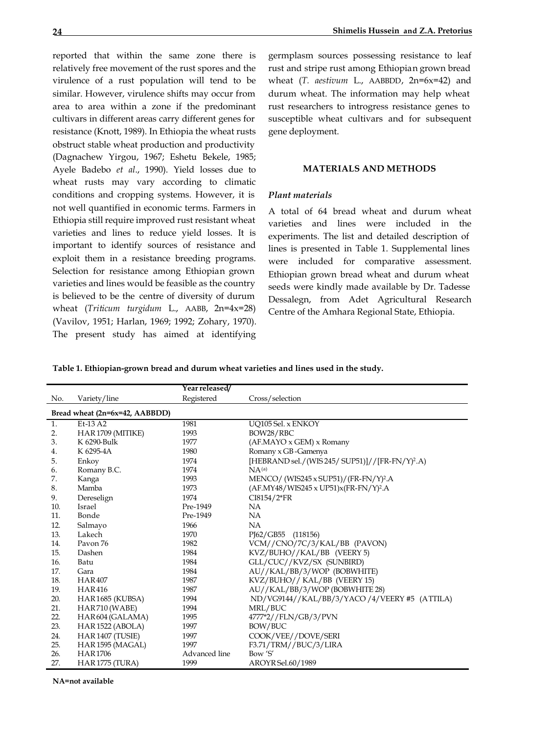reported that within the same zone there is relatively free movement of the rust spores and the virulence of a rust population will tend to be similar. However, virulence shifts may occur from area to area within a zone if the predominant cultivars in different areas carry different genes for resistance (Knott, 1989). In Ethiopia the wheat rusts obstruct stable wheat production and productivity (Dagnachew Yirgou, 1967; Eshetu Bekele, 1985; Ayele Badebo *et al*., 1990). Yield losses due to wheat rusts may vary according to climatic conditions and cropping systems. However, it is not well quantified in economic terms. Farmers in Ethiopia still require improved rust resistant wheat varieties and lines to reduce yield losses. It is important to identify sources of resistance and exploit them in a resistance breeding programs. Selection for resistance among Ethiopian grown varieties and lines would be feasible as the country is believed to be the centre of diversity of durum wheat (*Triticum turgidum* L., AABB, 2n=4x=28) (Vavilov, 1951; Harlan, 1969; 1992; Zohary, 1970). The present study has aimed at identifying germplasm sources possessing resistance to leaf rust and stripe rust among Ethiopian grown bread wheat (*T. aestivum* L., AABBDD, 2n=6x=42) and durum wheat. The information may help wheat rust researchers to introgress resistance genes to susceptible wheat cultivars and for subsequent gene deployment.

## MATERIALS AND METHODS

### *Plant materials*

A total of 64 bread wheat and durum wheat varieties and lines were included in the experiments. The list and detailed description of lines is presented in Table 1. Supplemental lines were included for comparative assessment. Ethiopian grown bread wheat and durum wheat seeds were kindly made available by Dr. Tadesse Dessalegn, from Adet Agricultural Research Centre of the Amhara Regional State, Ethiopia.

**Table 1. Ethiopian-grown bread and durum wheat varieties and lines used in the study.**

| No. | Variety/line | Year released/ Registered | Cross/selection |
|---|---|---|---|
| **Bread wheat (2n=6x=42, AABBDD)** | | | |
| 1. | Et-13 A2 | 1981 | UQ105 Sel. x ENKOY |
| 2. | HAR 1709 (MITIKE) | 1993 | BOW28/RBC |
| 3. | K 6290-Bulk | 1977 | (AF.MAYO x GEM) x Romany |
| 4. | K 6295-4A | 1980 | Romany x GB-Gamenya |
| 5. | Enkoy | 1974 | [HEBRAND sel./(WIS 245/ SUP51)]//[FR-FN/Y)$^2$.A) |
| 6. | Romany B.C. | 1974 | NA[(a)] |
| 7. | Kanga | 1993 | MENCO/ (WIS245 x SUP51)/(FR-FN/Y)$^2$.A |
| 8. | Mamba | 1973 | (AF.MY48/WIS245 x UP51)x(FR-FN/Y)$^2$.A |
| 9. | Dereselign | 1974 | CI8154/2*FR |
| 10. | Israel | Pre-1949 | NA |
| 11. | Bonde | Pre-1949 | NA |
| 12. | Salmayo | 1966 | NA |
| 13. | Lakech | 1970 | PJ62/GB55 (118156) |
| 14. | Pavon 76 | 1982 | VCM//CNO/7C/3/KAL/BB (PAVON) |
| 15. | Dashen | 1984 | KVZ/BUHO//KAL/BB (VEERY 5) |
| 16. | Batu | 1984 | GLL/CUC//KVZ/SX (SUNBIRD) |
| 17. | Gara | 1984 | AU//KAL/BB/3/WOP (BOBWHITE) |
| 18. | HAR407 | 1987 | KVZ/BUHO// KAL/BB (VEERY 15) |
| 19. | HAR416 | 1987 | AU//KAL/BB/3/WOP (BOBWHITE 28) |
| 20. | HAR 1685 (KUBSA) | 1994 | ND/VG9144//KAL/BB/3/YACO /4/VEERY #5 (ATTILA) |
| 21. | HAR710 (WABE) | 1994 | MRL/BUC |
| 22. | HAR 604 (GALAMA) | 1995 | 4777*2//FLN/GB/3/PVN |
| 23. | HAR 1522 (ABOLA) | 1997 | BOW/BUC |
| 24. | HAR 1407 (TUSIE) | 1997 | COOK/VEE//DOVE/SERI |
| 25. | HAR 1595 (MAGAL) | 1997 | F3.71/TRM//BUC/3/LIRA |
| 26. | HAR 1706 | Advanced line | Bow 'S' |
| 27. | HAR 1775 (TURA) | 1999 | AROYR Sel.60/1989 |

**NA=not available**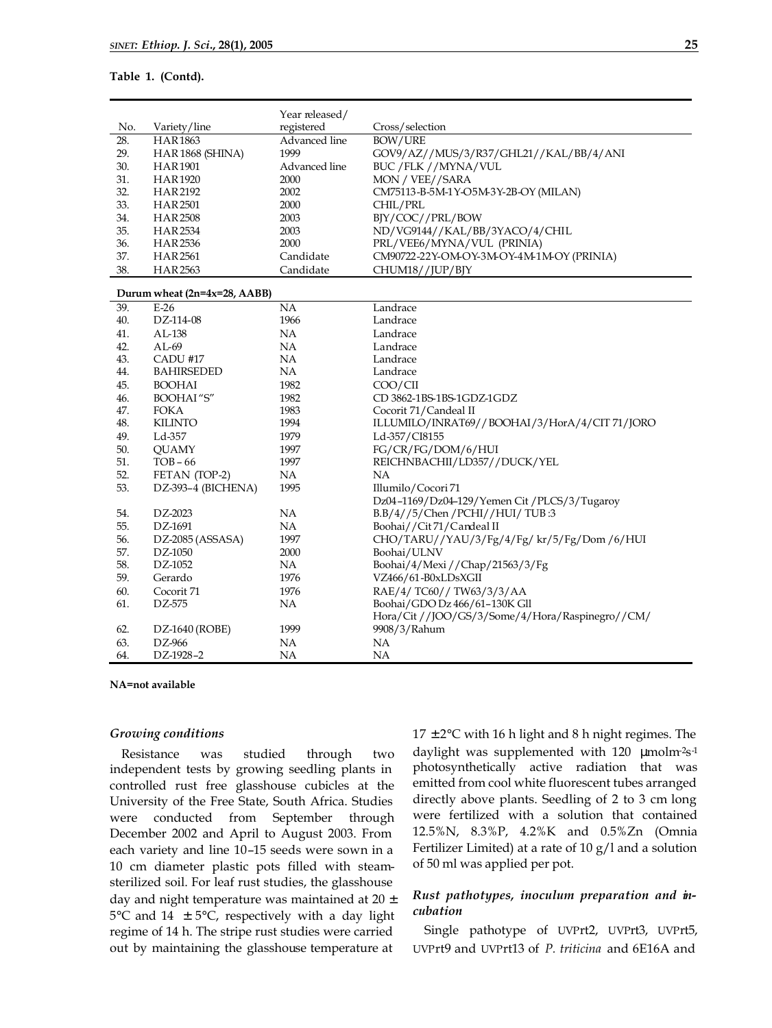**Table 1. (Contd).**

| No. | Variety/line | Year released/ registered | Cross/selection |
|---|---|---|---|
| 28. | HAR1863 | Advanced line | BOW/URE |
| 29. | HAR1868 (SHINA) | 1999 | GOV9/AZ//MUS/3/R37/GHL21//KAL/BB/4/ANI |
| 30. | HAR1901 | Advanced line | BUC /FLK //MYNA/VUL |
| 31. | HAR1920 | 2000 | MON / VEE//SARA |
| 32. | HAR2192 | 2002 | CM75113-B-5M-1Y-O5M-3Y-2B-OY (MILAN) |
| 33. | HAR2501 | 2000 | CHIL/PRL |
| 34. | HAR2508 | 2003 | BJY/COC//PRL/BOW |
| 35. | HAR2534 | 2003 | ND/VG9144//KAL/BB/3YACO/4/CHIL |
| 36. | HAR2536 | 2000 | PRL/VEE6/MYNA/VUL (PRINIA) |
| 37. | HAR2561 | Candidate | CM90722-22Y-OM-OY-3M-OY-4M-1M-OY (PRINIA) |
| 38. | HAR2563 | Candidate | CHUM18//JUP/BJY |
| **Durum wheat (2n=4x=28, AABB)** | | | |
| 39. | E-26 | NA | Landrace |
| 40. | DZ-114-08 | 1966 | Landrace |
| 41. | AL-138 | NA | Landrace |
| 42. | AL-69 | NA | Landrace |
| 43. | CADU #17 | NA | Landrace |
| 44. | BAHIRSEDED | NA | Landrace |
| 45. | BOOHAI | 1982 | COO/CII |
| 46. | BOOHAI "S" | 1982 | CD 3862-1BS-1BS-1GDZ-1GDZ |
| 47. | FOKA | 1983 | Cocorit 71/Candeal II |
| 48. | KILINTO | 1994 | ILLUMILO/INRAT69//BOOHAI/3/HorA/4/CIT 71/JORO |
| 49. | Ld-357 | 1979 | Ld-357/CI8155 |
| 50. | QUAMY | 1997 | FG/CR/FG/DOM/6/HUI |
| 51. | TOB – 66 | 1997 | REICHNBACHII/LD357//DUCK/YEL |
| 52. | FETAN (TOP-2) | NA | NA |
| 53. | DZ-393–4 (BICHENA) | 1995 | Illumilo/Cocori 71 |
| 54. | DZ-2023 | NA | Dz04–1169/Dz04–129/Yemen Cit /PLCS/3/Tugaroy B.B/4//5/Chen /PCHI//HUI/ TUB :3 |
| 55. | DZ-1691 | NA | Boohai//Cit 71/Candeal II |
| 56. | DZ-2085 (ASSASA) | 1997 | CHO/TARU//YAU/3/Fg/4/Fg/ kr/5/Fg/Dom /6/HUI |
| 57. | DZ-1050 | 2000 | Boohai/ULNV |
| 58. | DZ-1052 | NA | Boohai/4/Mexi //Chap/21563/3/Fg |
| 59. | Gerardo | 1976 | VZ466/61-B0xLDsXGII |
| 60. | Cocorit 71 | 1976 | RAE/4/ TC60// TW63/3/3/AA |
| 61. | DZ-575 | NA | Boohai/GDO Dz 466/61–130K Gll |
| 62. | DZ-1640 (ROBE) | 1999 | Hora/Cit //JOO/GS/3/Some/4/Hora/Raspinegro//CM/ 9908/3/Rahum |
| 63. | DZ-966 | NA | NA |
| 64. | DZ-1928–2 | NA | NA |

**NA=not available**

### *Growing conditions*

Resistance was studied through two independent tests by growing seedling plants in controlled rust free glasshouse cubicles at the University of the Free State, South Africa. Studies were conducted from September through December 2002 and April to August 2003. From each variety and line 10–15 seeds were sown in a 10 cm diameter plastic pots filled with steam-sterilized soil. For leaf rust studies, the glasshouse day and night temperature was maintained at 20 ± 5°C and 14 ± 5°C, respectively with a day light regime of 14 h. The stripe rust studies were carried out by maintaining the glasshouse temperature at 17 ±2°C with 16 h light and 8 h night regimes. The daylight was supplemented with 120 µmolm$^{-2}$s$^{-1}$ photosynthetically active radiation that was emitted from cool white fluorescent tubes arranged directly above plants. Seedling of 2 to 3 cm long were fertilized with a solution that contained 12.5%N, 8.3%P, 4.2%K and 0.5%Zn (Omnia Fertilizer Limited) at a rate of 10 g/l and a solution of 50 ml was applied per pot.

### *Rust pathotypes, inoculum preparation and incubation*

Single pathotype of UVPrt2, UVPrt3, UVPrt5, UVPrt9 and UVPrt13 of *P. triticina* and 6E16A and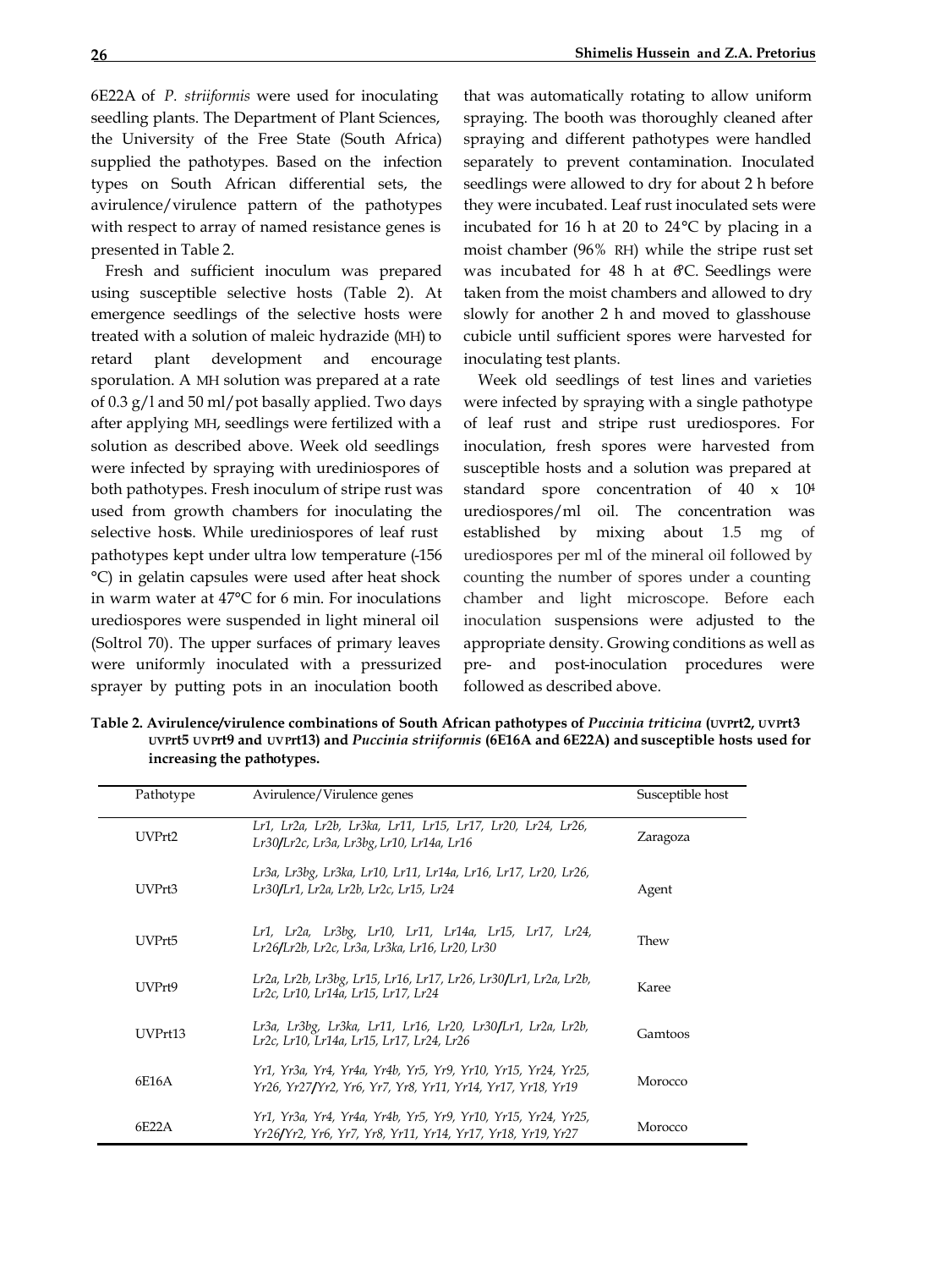6E22A of *P. striiformis* were used for inoculating seedling plants. The Department of Plant Sciences, the University of the Free State (South Africa) supplied the pathotypes. Based on the infection types on South African differential sets, the avirulence/virulence pattern of the pathotypes with respect to array of named resistance genes is presented in Table 2.

Fresh and sufficient inoculum was prepared using susceptible selective hosts (Table 2). At emergence seedlings of the selective hosts were treated with a solution of maleic hydrazide (MH) to retard plant development and encourage sporulation. A MH solution was prepared at a rate of 0.3 g/l and 50 ml/pot basally applied. Two days after applying MH, seedlings were fertilized with a solution as described above. Week old seedlings were infected by spraying with urediniospores of both pathotypes. Fresh inoculum of stripe rust was used from growth chambers for inoculating the selective hosts. While urediniospores of leaf rust pathotypes kept under ultra low temperature (-156 °C) in gelatin capsules were used after heat shock in warm water at 47°C for 6 min. For inoculations urediospores were suspended in light mineral oil (Soltrol 70). The upper surfaces of primary leaves were uniformly inoculated with a pressurized sprayer by putting pots in an inoculation booth that was automatically rotating to allow uniform spraying. The booth was thoroughly cleaned after spraying and different pathotypes were handled separately to prevent contamination. Inoculated seedlings were allowed to dry for about 2 h before they were incubated. Leaf rust inoculated sets were incubated for 16 h at 20 to 24°C by placing in a moist chamber (96% RH) while the stripe rust set was incubated for 48 h at 6°C. Seedlings were taken from the moist chambers and allowed to dry slowly for another 2 h and moved to glasshouse cubicle until sufficient spores were harvested for inoculating test plants.

Week old seedlings of test lines and varieties were infected by spraying with a single pathotype of leaf rust and stripe rust urediospores. For inoculation, fresh spores were harvested from susceptible hosts and a solution was prepared at standard spore concentration of 40 x $10^4$ urediospores/ml oil. The concentration was established by mixing about 1.5 mg of urediospores per ml of the mineral oil followed by counting the number of spores under a counting chamber and light microscope. Before each inoculation suspensions were adjusted to the appropriate density. Growing conditions as well as pre- and post-inoculation procedures were followed as described above.

**Table 2. Avirulence/virulence combinations of South African pathotypes of *Puccinia triticina* (UVPrt2, UVPrt3 UVPrt5 UVPrt9 and UVPrt13) and *Puccinia striiformis* (6E16A and 6E22A) and susceptible hosts used for increasing the pathotypes.**

| Pathotype | Avirulence/Virulence genes | Susceptible host |
|---|---|---|
| UVPrt2 | *Lr1, Lr2a, Lr2b, Lr3ka, Lr11, Lr15, Lr17, Lr20, Lr24, Lr26, Lr30/Lr2c, Lr3a, Lr3bg, Lr10, Lr14a, Lr16* | Zaragoza |
| UVPrt3 | *Lr3a, Lr3bg, Lr3ka, Lr10, Lr11, Lr14a, Lr16, Lr17, Lr20, Lr26, Lr30/Lr1, Lr2a, Lr2b, Lr2c, Lr15, Lr24* | Agent |
| UVPrt5 | *Lr1, Lr2a, Lr3bg, Lr10, Lr11, Lr14a, Lr15, Lr17, Lr24, Lr26/Lr2b, Lr2c, Lr3a, Lr3ka, Lr16, Lr20, Lr30* | Thew |
| UVPrt9 | *Lr2a, Lr2b, Lr3bg, Lr15, Lr16, Lr17, Lr26, Lr30/Lr1, Lr2a, Lr2b, Lr2c, Lr10, Lr14a, Lr15, Lr17, Lr24* | Karee |
| UVPrt13 | *Lr3a, Lr3bg, Lr3ka, Lr11, Lr16, Lr20, Lr30/Lr1, Lr2a, Lr2b, Lr2c, Lr10, Lr14a, Lr15, Lr17, Lr24, Lr26* | Gamtoos |
| 6E16A | *Yr1, Yr3a, Yr4, Yr4a, Yr4b, Yr5, Yr9, Yr10, Yr15, Yr24, Yr25, Yr26, Yr27/Yr2, Yr6, Yr7, Yr8, Yr11, Yr14, Yr17, Yr18, Yr19* | Morocco |
| 6E22A | *Yr1, Yr3a, Yr4, Yr4a, Yr4b, Yr5, Yr9, Yr10, Yr15, Yr24, Yr25, Yr26/Yr2, Yr6, Yr7, Yr8, Yr11, Yr14, Yr17, Yr18, Yr19, Yr27* | Morocco |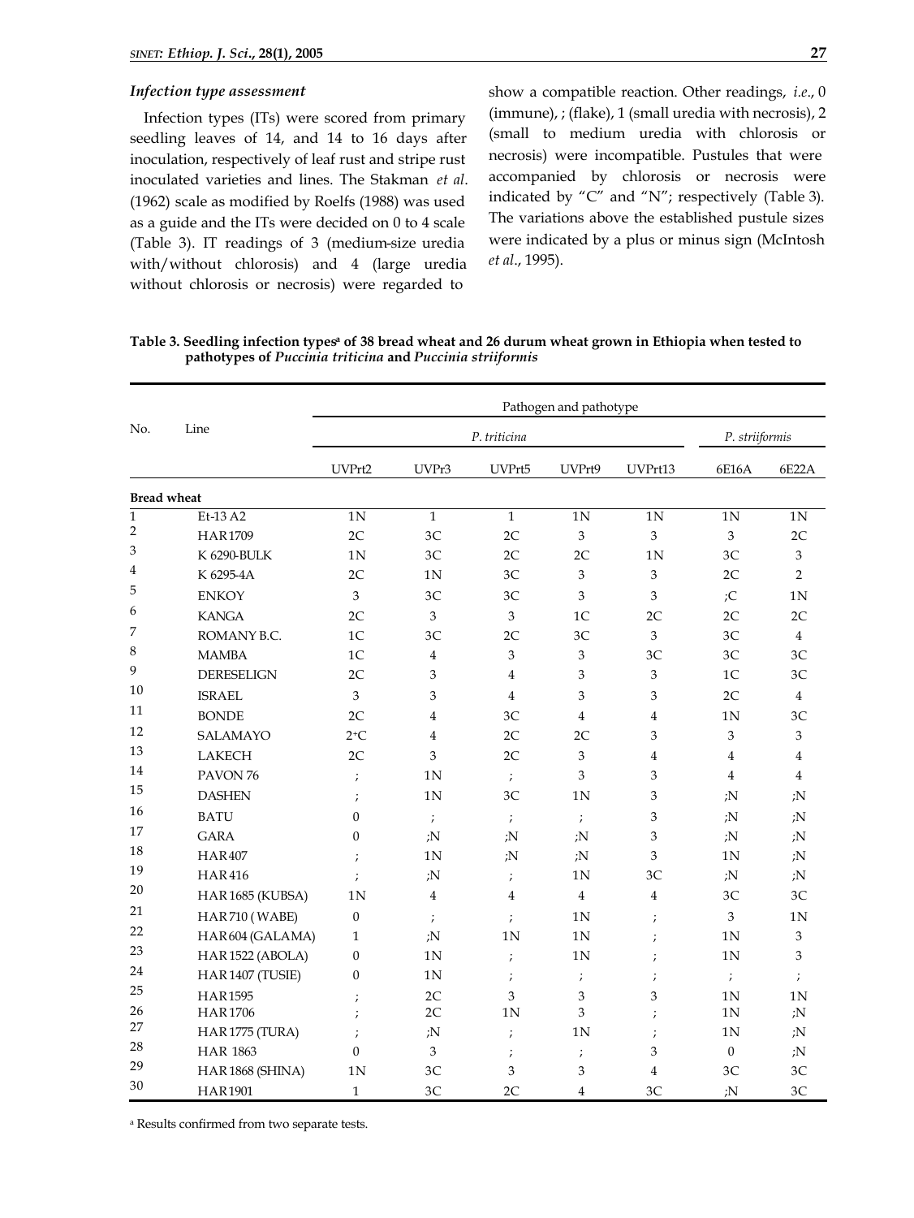### *Infection type assessment*

Infection types (ITs) were scored from primary seedling leaves of 14, and 14 to 16 days after inoculation, respectively of leaf rust and stripe rust inoculated varieties and lines. The Stakman *et al*. (1962) scale as modified by Roelfs (1988) was used as a guide and the ITs were decided on 0 to 4 scale (Table 3). IT readings of 3 (medium-size uredia with/without chlorosis) and 4 (large uredia without chlorosis or necrosis) were regarded to show a compatible reaction. Other readings, *i.e*., 0 (immune), ; (flake), 1 (small uredia with necrosis), 2 (small to medium uredia with chlorosis or necrosis) were incompatible. Pustules that were accompanied by chlorosis or necrosis were indicated by "C" and "N"; respectively (Table 3). The variations above the established pustule sizes were indicated by a plus or minus sign (McIntosh *et al*., 1995).

**Table 3. Seedling infection types[a] of 38 bread wheat and 26 durum wheat grown in Ethiopia when tested to pathotypes of *Puccinia triticina* and *Puccinia striiformis***

| No. | Line | Pathogen and pathotype | | | | | | |
|---|---|---|---|---|---|---|---|---|
| | | *P. triticina* | | | | | *P. striiformis* | |
| | | UVPrt2 | UVPr3 | UVPrt5 | UVPrt9 | UVPrt13 | 6E16A | 6E22A |
| **Bread wheat** | | | | | | | | |
| 1 | Et-13 A2 | 1N | 1 | 1 | 1N | 1N | 1N | 1N |
| 2 | HAR1709 | 2C | 3C | 2C | 3 | 3 | 3 | 2C |
| 3 | K 6290-BULK | 1N | 3C | 2C | 2C | 1N | 3C | 3 |
| 4 | K 6295-4A | 2C | 1N | 3C | 3 | 3 | 2C | 2 |
| 5 | ENKOY | 3 | 3C | 3C | 3 | 3 | ;C | 1N |
| 6 | KANGA | 2C | 3 | 3 | 1C | 2C | 2C | 2C |
| 7 | ROMANY B.C. | 1C | 3C | 2C | 3C | 3 | 3C | 4 |
| 8 | MAMBA | 1C | 4 | 3 | 3 | 3C | 3C | 3C |
| 9 | DERESELIGN | 2C | 3 | 4 | 3 | 3 | 1C | 3C |
| 10 | ISRAEL | 3 | 3 | 4 | 3 | 3 | 2C | 4 |
| 11 | BONDE | 2C | 4 | 3C | 4 | 4 | 1N | 3C |
| 12 | SALAMAYO | 2+C | 4 | 2C | 2C | 3 | 3 | 3 |
| 13 | LAKECH | 2C | 3 | 2C | 3 | 4 | 4 | 4 |
| 14 | PAVON 76 | ; | 1N | ; | 3 | 3 | 4 | 4 |
| 15 | DASHEN | ; | 1N | 3C | 1N | 3 | ;N | ;N |
| 16 | BATU | 0 | ; | ; | ; | 3 | ;N | ;N |
| 17 | GARA | 0 | ;N | ;N | ;N | 3 | ;N | ;N |
| 18 | HAR407 | ; | 1N | ;N | ;N | 3 | 1N | ;N |
| 19 | HAR416 | ; | ;N | ; | 1N | 3C | ;N | ;N |
| 20 | HAR1685 (KUBSA) | 1N | 4 | 4 | 4 | 4 | 3C | 3C |
| 21 | HAR710 (WABE) | 0 | ; | ; | 1N | ; | 3 | 1N |
| 22 | HAR604 (GALAMA) | 1 | ;N | 1N | 1N | ; | 1N | 3 |
| 23 | HAR1522 (ABOLA) | 0 | 1N | ; | 1N | ; | 1N | 3 |
| 24 | HAR1407 (TUSIE) | 0 | 1N | ; | ; | ; | ; | ; |
| 25 | HAR1595 | ; | 2C | 3 | 3 | 3 | 1N | 1N |
| 26 | HAR1706 | ; | 2C | 1N | 3 | ; | 1N | ;N |
| 27 | HAR1775 (TURA) | ; | ;N | ; | 1N | ; | 1N | ;N |
| 28 | HAR 1863 | 0 | 3 | ; | ; | 3 | 0 | ;N |
| 29 | HAR1868 (SHINA) | 1N | 3C | 3 | 3 | 4 | 3C | 3C |
| 30 | HAR1901 | 1 | 3C | 2C | 4 | 3C | ;N | 3C |

[a] Results confirmed from two separate tests.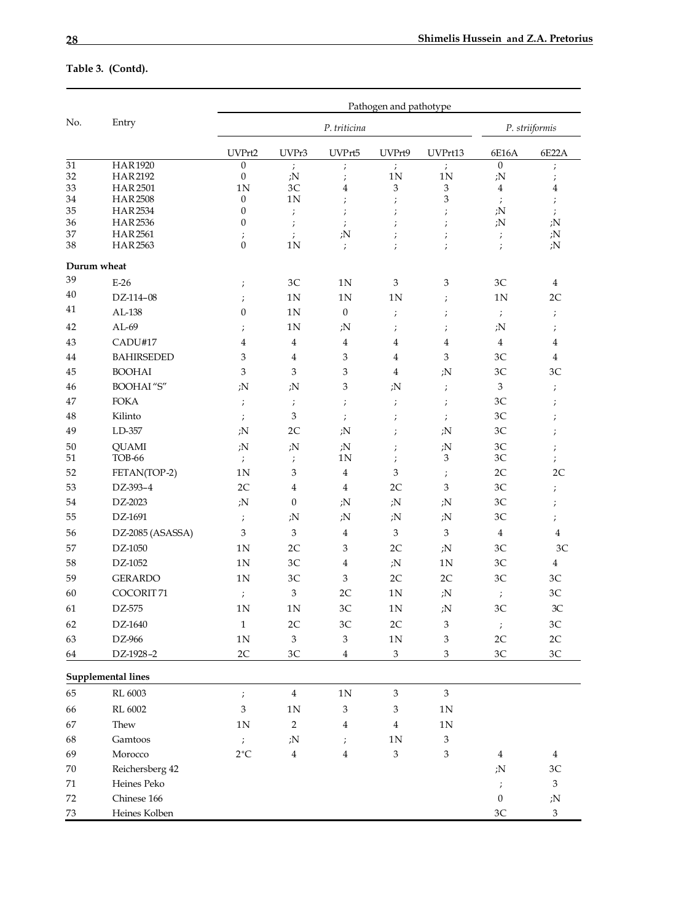**Table 3. (Contd).**

| No. | Entry | Pathogen and pathotype | | | | | | |
|---|---|---|---|---|---|---|---|---|
| | | *P. triticina* | | | | | *P. striiformis* | |
| | | UVPrt2 | UVPr3 | UVPrt5 | UVPrt9 | UVPrt13 | 6E16A | 6E22A |
| 31 | HAR1920 | 0 | ; | ; | ; | ; | 0 | ; |
| 32 | HAR2192 | 0 | ;N | ; | 1N | 1N | ;N | ; |
| 33 | HAR2501 | 1N | 3C | 4 | 3 | 3 | 4 | 4 |
| 34 | HAR2508 | 0 | 1N | ; | ; | 3 | ; | ; |
| 35 | HAR2534 | 0 | ; | ; | ; | ; | ;N | ; |
| 36 | HAR2536 | 0 | ; | ; | ; | ; | ;N | ;N |
| 37 | HAR2561 | ; | ; | ;N | ; | ; | ; | ;N |
| 38 | HAR2563 | 0 | 1N | ; | ; | ; | ; | ;N |
| **Durum wheat** | | | | | | | | |
| 39 | E-26 | ; | 3C | 1N | 3 | 3 | 3C | 4 |
| 40 | DZ-114–08 | ; | 1N | 1N | 1N | ; | 1N | 2C |
| 41 | AL-138 | 0 | 1N | 0 | ; | ; | ; | ; |
| 42 | AL-69 | ; | 1N | ;N | ; | ; | ;N | ; |
| 43 | CADU#17 | 4 | 4 | 4 | 4 | 4 | 4 | 4 |
| 44 | BAHIRSEDED | 3 | 4 | 3 | 4 | 3 | 3C | 4 |
| 45 | BOOHAI | 3 | 3 | 3 | 4 | ;N | 3C | 3C |
| 46 | BOOHAI "S" | ;N | ;N | 3 | ;N | ; | 3 | ; |
| 47 | FOKA | ; | ; | ; | ; | ; | 3C | ; |
| 48 | Kilinto | ; | 3 | ; | ; | ; | 3C | ; |
| 49 | LD-357 | ;N | 2C | ;N | ; | ;N | 3C | ; |
| 50 | QUAMI | ;N | ;N | ;N | ; | ;N | 3C | ; |
| 51 | TOB-66 | ; | ; | 1N | ; | 3 | 3C | ; |
| 52 | FETAN(TOP-2) | 1N | 3 | 4 | 3 | ; | 2C | 2C |
| 53 | DZ-393–4 | 2C | 4 | 4 | 2C | 3 | 3C | ; |
| 54 | DZ-2023 | ;N | 0 | ;N | ;N | ;N | 3C | ; |
| 55 | DZ-1691 | ; | ;N | ;N | ;N | ;N | 3C | ; |
| 56 | DZ-2085 (ASASSA) | 3 | 3 | 4 | 3 | 3 | 4 | 4 |
| 57 | DZ-1050 | 1N | 2C | 3 | 2C | ;N | 3C | 3C |
| 58 | DZ-1052 | 1N | 3C | 4 | ;N | 1N | 3C | 4 |
| 59 | GERARDO | 1N | 3C | 3 | 2C | 2C | 3C | 3C |
| 60 | COCORIT71 | ; | 3 | 2C | 1N | ;N | ; | 3C |
| 61 | DZ-575 | 1N | 1N | 3C | 1N | ;N | 3C | 3C |
| 62 | DZ-1640 | 1 | 2C | 3C | 2C | 3 | ; | 3C |
| 63 | DZ-966 | 1N | 3 | 3 | 1N | 3 | 2C | 2C |
| 64 | DZ-1928–2 | 2C | 3C | 4 | 3 | 3 | 3C | 3C |
| **Supplemental lines** | | | | | | | | |
| 65 | RL 6003 | ; | 4 | 1N | 3 | 3 | | |
| 66 | RL 6002 | 3 | 1N | 3 | 3 | 1N | | |
| 67 | Thew | 1N | 2 | 4 | 4 | 1N | | |
| 68 | Gamtoos | ; | ;N | ; | 1N | 3 | | |
| 69 | Morocco | $2^{+}$C | 4 | 4 | 3 | 3 | 4 | 4 |
| 70 | Reichersberg 42 | | | | | | ;N | 3C |
| 71 | Heines Peko | | | | | | ; | 3 |
| 72 | Chinese 166 | | | | | | 0 | ;N |
| 73 | Heines Kolben | | | | | | 3C | 3 |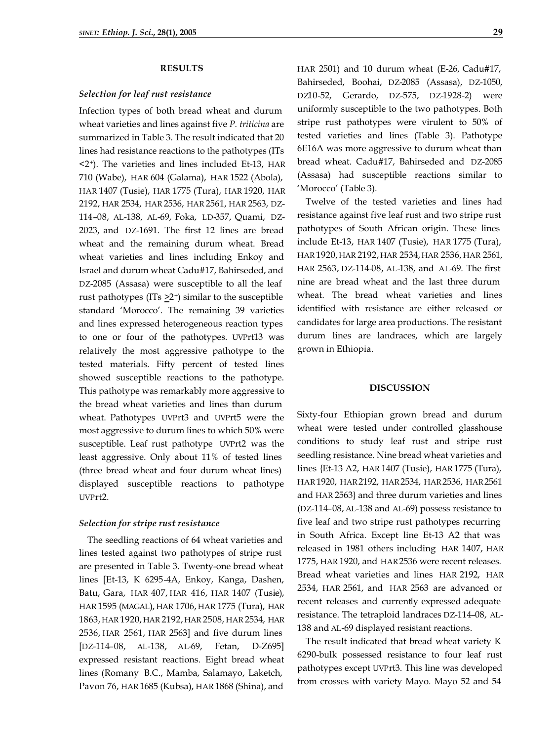## RESULTS

### *Selection for leaf rust resistance*

Infection types of both bread wheat and durum wheat varieties and lines against five *P. triticina* are summarized in Table 3. The result indicated that 20 lines had resistance reactions to the pathotypes (ITs <2$^+$). The varieties and lines included Et-13, HAR 710 (Wabe), HAR 604 (Galama), HAR 1522 (Abola), HAR 1407 (Tusie), HAR 1775 (Tura), HAR 1920, HAR 2192, HAR 2534, HAR 2536, HAR 2561, HAR 2563, DZ-114–08, AL-138, AL-69, Foka, LD-357, Quami, DZ-2023, and DZ-1691. The first 12 lines are bread wheat and the remaining durum wheat. Bread wheat varieties and lines including Enkoy and Israel and durum wheat Cadu#17, Bahirseded, and DZ-2085 (Assasa) were susceptible to all the leaf rust pathotypes (ITs $\geq$2$^+$) similar to the susceptible standard 'Morocco'. The remaining 39 varieties and lines expressed heterogeneous reaction types to one or four of the pathotypes. UVPrt13 was relatively the most aggressive pathotype to the tested materials. Fifty percent of tested lines showed susceptible reactions to the pathotype. This pathotype was remarkably more aggressive to the bread wheat varieties and lines than durum wheat. Pathotypes UVPrt3 and UVPrt5 were the most aggressive to durum lines to which 50% were susceptible. Leaf rust pathotype UVPrt2 was the least aggressive. Only about 11% of tested lines (three bread wheat and four durum wheat lines) displayed susceptible reactions to pathotype UVPrt2.

### *Selection for stripe rust resistance*

The seedling reactions of 64 wheat varieties and lines tested against two pathotypes of stripe rust are presented in Table 3. Twenty-one bread wheat lines [Et-13, K 6295-4A, Enkoy, Kanga, Dashen, Batu, Gara, HAR 407, HAR 416, HAR 1407 (Tusie), HAR 1595 (MAGAL), HAR 1706, HAR 1775 (Tura), HAR 1863, HAR 1920, HAR 2192, HAR 2508, HAR 2534, HAR 2536, HAR 2561, HAR 2563] and five durum lines [DZ-114–08, AL-138, AL-69, Fetan, D-Z695] expressed resistant reactions. Eight bread wheat lines (Romany B.C., Mamba, Salamayo, Laketch, Pavon 76, HAR 1685 (Kubsa), HAR 1868 (Shina), and HAR 2501) and 10 durum wheat (E-26, Cadu#17, Bahirseded, Boohai, DZ-2085 (Assasa), DZ-1050, DZ10-52, Gerardo, DZ-575, DZ-1928-2) were uniformly susceptible to the two pathotypes. Both stripe rust pathotypes were virulent to 50% of tested varieties and lines (Table 3). Pathotype 6E16A was more aggressive to durum wheat than bread wheat. Cadu#17, Bahirseded and DZ-2085 (Assasa) had susceptible reactions similar to 'Morocco' (Table 3).

Twelve of the tested varieties and lines had resistance against five leaf rust and two stripe rust pathotypes of South African origin. These lines include Et-13, HAR 1407 (Tusie), HAR 1775 (Tura), HAR 1920, HAR 2192, HAR 2534, HAR 2536, HAR 2561, HAR 2563, DZ-114-08, AL-138, and AL-69. The first nine are bread wheat and the last three durum wheat. The bread wheat varieties and lines identified with resistance are either released or candidates for large area productions. The resistant durum lines are landraces, which are largely grown in Ethiopia.

## DISCUSSION

Sixty-four Ethiopian grown bread and durum wheat were tested under controlled glasshouse conditions to study leaf rust and stripe rust seedling resistance. Nine bread wheat varieties and lines {Et-13 A2, HAR 1407 (Tusie), HAR 1775 (Tura), HAR 1920, HAR 2192, HAR 2534, HAR 2536, HAR 2561 and HAR 2563} and three durum varieties and lines (DZ-114–08, AL-138 and AL-69) possess resistance to five leaf and two stripe rust pathotypes recurring in South Africa. Except line Et-13 A2 that was released in 1981 others including HAR 1407, HAR 1775, HAR 1920, and HAR 2536 were recent releases. Bread wheat varieties and lines HAR 2192, HAR 2534, HAR 2561, and HAR 2563 are advanced or recent releases and currently expressed adequate resistance. The tetraploid landraces DZ-114–08, AL-138 and AL-69 displayed resistant reactions.

The result indicated that bread wheat variety K 6290-bulk possessed resistance to four leaf rust pathotypes except UVPrt3. This line was developed from crosses with variety Mayo. Mayo 52 and 54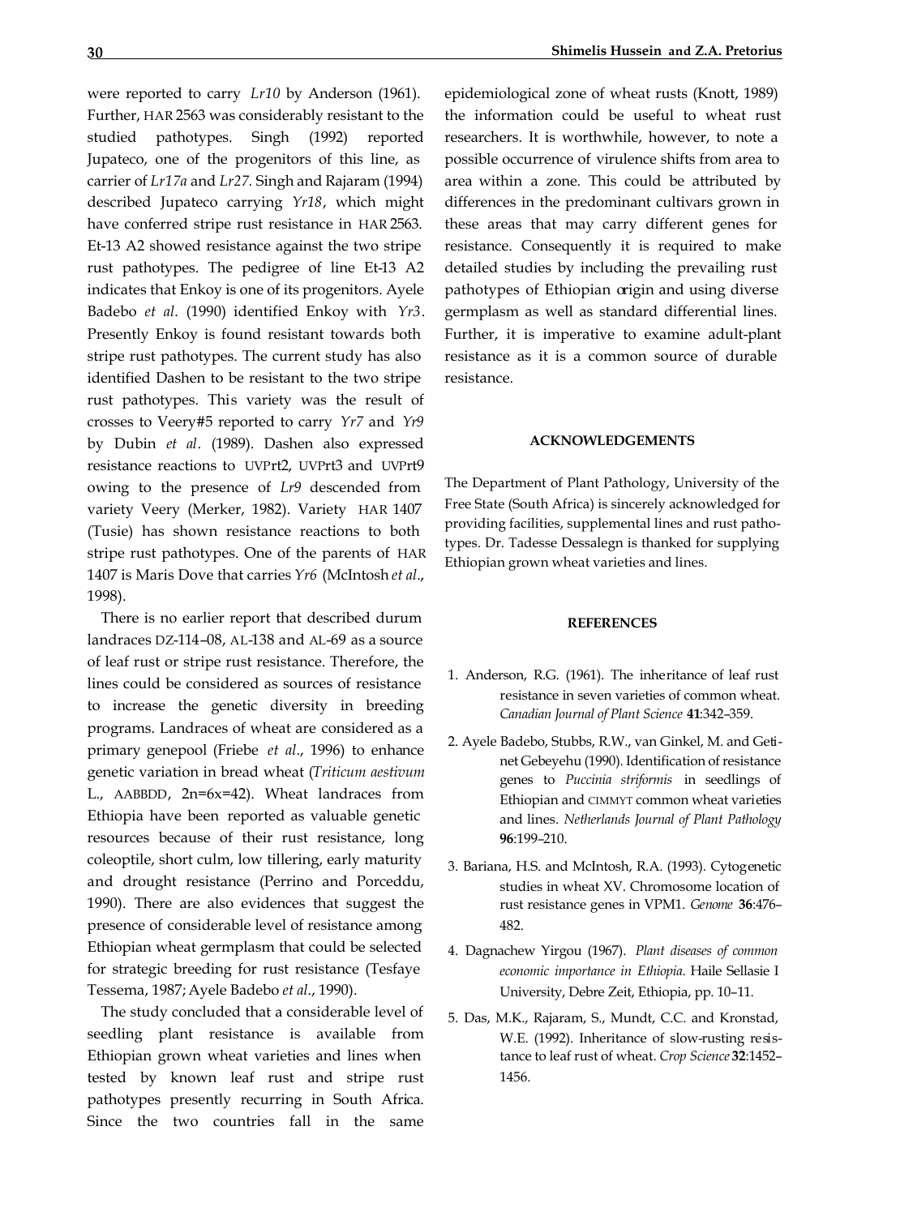were reported to carry *Lr10* by Anderson (1961). Further, HAR 2563 was considerably resistant to the studied pathotypes. Singh (1992) reported Jupateco, one of the progenitors of this line, as carrier of *Lr17a* and *Lr27.* Singh and Rajaram (1994) described Jupateco carrying *Yr18*, which might have conferred stripe rust resistance in HAR 2563. Et-13 A2 showed resistance against the two stripe rust pathotypes. The pedigree of line Et-13 A2 indicates that Enkoy is one of its progenitors. Ayele Badebo *et al*. (1990) identified Enkoy with *Yr3*. Presently Enkoy is found resistant towards both stripe rust pathotypes. The current study has also identified Dashen to be resistant to the two stripe rust pathotypes. This variety was the result of crosses to Veery#5 reported to carry *Yr7* and *Yr9* by Dubin *et al*. (1989). Dashen also expressed resistance reactions to UVPrt2, UVPrt3 and UVPrt9 owing to the presence of *Lr9* descended from variety Veery (Merker, 1982). Variety HAR 1407 (Tusie) has shown resistance reactions to both stripe rust pathotypes. One of the parents of HAR 1407 is Maris Dove that carries *Yr6* (McIntosh *et al*., 1998).

There is no earlier report that described durum landraces DZ-114–08, AL-138 and AL-69 as a source of leaf rust or stripe rust resistance. Therefore, the lines could be considered as sources of resistance to increase the genetic diversity in breeding programs. Landraces of wheat are considered as a primary genepool (Friebe *et al*., 1996) to enhance genetic variation in bread wheat (*Triticum aestivum* L., AABBDD, 2n=6x=42). Wheat landraces from Ethiopia have been reported as valuable genetic resources because of their rust resistance, long coleoptile, short culm, low tillering, early maturity and drought resistance (Perrino and Porceddu, 1990). There are also evidences that suggest the presence of considerable level of resistance among Ethiopian wheat germplasm that could be selected for strategic breeding for rust resistance (Tesfaye Tessema, 1987; Ayele Badebo *et al*., 1990).

The study concluded that a considerable level of seedling plant resistance is available from Ethiopian grown wheat varieties and lines when tested by known leaf rust and stripe rust pathotypes presently recurring in South Africa. Since the two countries fall in the same epidemiological zone of wheat rusts (Knott, 1989) the information could be useful to wheat rust researchers. It is worthwhile, however, to note a possible occurrence of virulence shifts from area to area within a zone. This could be attributed by differences in the predominant cultivars grown in these areas that may carry different genes for resistance. Consequently it is required to make detailed studies by including the prevailing rust pathotypes of Ethiopian origin and using diverse germplasm as well as standard differential lines. Further, it is imperative to examine adult-plant resistance as it is a common source of durable resistance.

## ACKNOWLEDGEMENTS

The Department of Plant Pathology, University of the Free State (South Africa) is sincerely acknowledged for providing facilities, supplemental lines and rust pathotypes. Dr. Tadesse Dessalegn is thanked for supplying Ethiopian grown wheat varieties and lines.

## REFERENCES

1. Anderson, R.G. (1961). The inheritance of leaf rust resistance in seven varieties of common wheat. *Canadian Journal of Plant Science* **41**:342–359.
2. Ayele Badebo, Stubbs, R.W., van Ginkel, M. and Getinet Gebeyehu (1990). Identification of resistance genes to *Puccinia striformis* in seedlings of Ethiopian and CIMMYT common wheat varieties and lines. *Netherlands Journal of Plant Pathology* **96**:199–210.
3. Bariana, H.S. and McIntosh, R.A. (1993). Cytogenetic studies in wheat XV. Chromosome location of rust resistance genes in VPM1. *Genome* **36**:476–482.
4. Dagnachew Yirgou (1967). *Plant diseases of common economic importance in Ethiopia*. Haile Sellasie I University, Debre Zeit, Ethiopia, pp. 10–11.
5. Das, M.K., Rajaram, S., Mundt, C.C. and Kronstad, W.E. (1992). Inheritance of slow-rusting resistance to leaf rust of wheat. *Crop Science* **32**:1452–1456.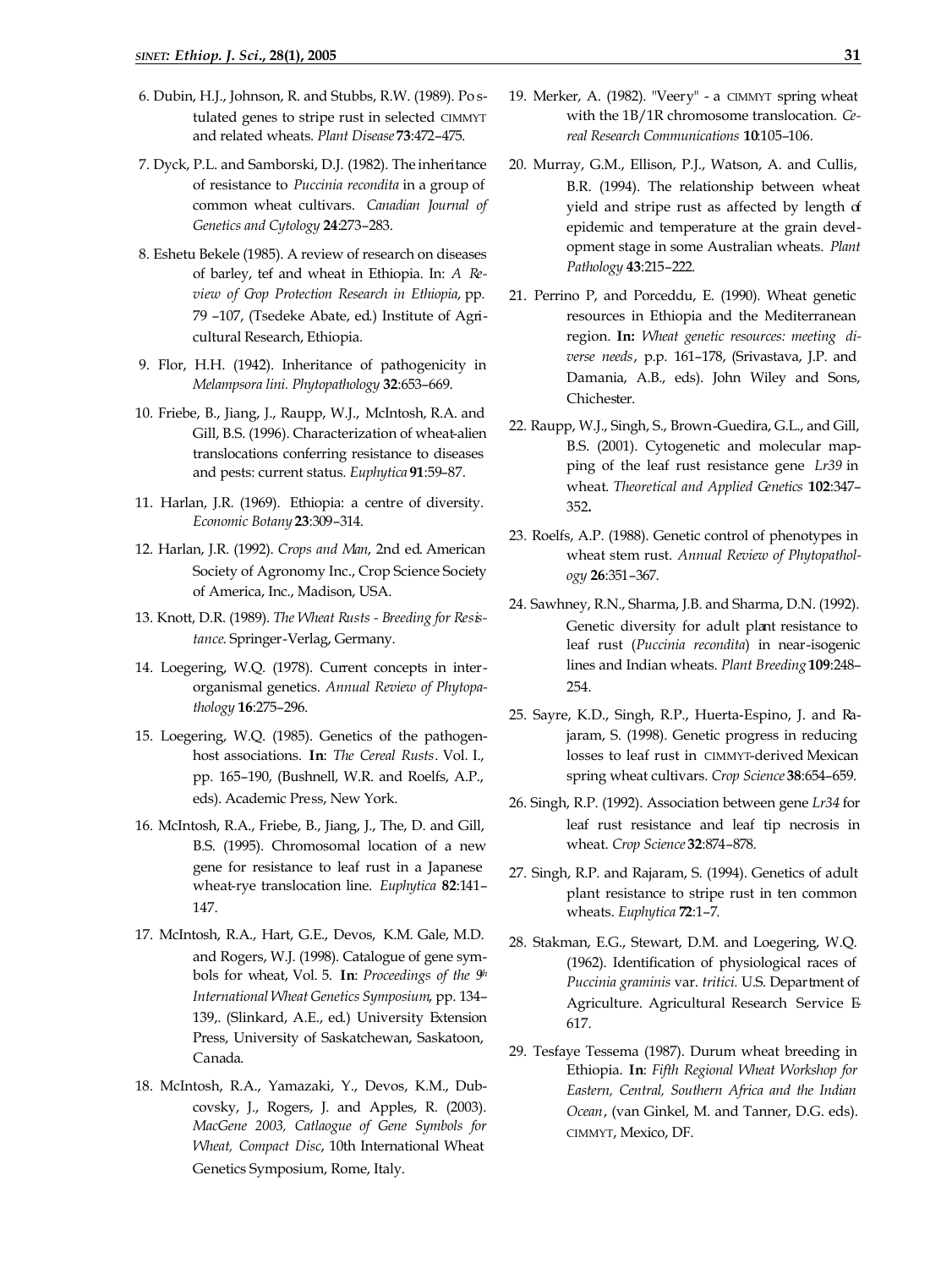6. Dubin, H.J., Johnson, R. and Stubbs, R.W. (1989). Postulated genes to stripe rust in selected CIMMYT and related wheats. *Plant Disease* **73**:472–475.

7. Dyck, P.L. and Samborski, D.J. (1982). The inheritance of resistance to *Puccinia recondita* in a group of common wheat cultivars. *Canadian Journal of Genetics and Cytology* **24**:273–283.

8. Eshetu Bekele (1985). A review of research on diseases of barley, tef and wheat in Ethiopia. In: *A Review of Crop Protection Research in Ethiopia*, pp. 79 –107, (Tsedeke Abate, ed.) Institute of Agricultural Research, Ethiopia.

9. Flor, H.H. (1942). Inheritance of pathogenicity in *Melampsora lini*. *Phytopathology* **32**:653–669.

10. Friebe, B., Jiang, J., Raupp, W.J., McIntosh, R.A. and Gill, B.S. (1996). Characterization of wheat-alien translocations conferring resistance to diseases and pests: current status. *Euphytica* **91**:59–87.

11. Harlan, J.R. (1969). Ethiopia: a centre of diversity. *Economic Botany* **23**:309–314.

12. Harlan, J.R. (1992). *Crops and Man*, 2nd ed. American Society of Agronomy Inc., Crop Science Society of America, Inc., Madison, USA.

13. Knott, D.R. (1989). *The Wheat Rusts - Breeding for Resistance.* Springer-Verlag, Germany.

14. Loegering, W.Q. (1978). Current concepts in interorganismal genetics. *Annual Review of Phytopathology* **16**:275–296.

15. Loegering, W.Q. (1985). Genetics of the pathogen-host associations. **In**: *The Cereal Rusts*. Vol. I., pp. 165–190, (Bushnell, W.R. and Roelfs, A.P., eds). Academic Press, New York.

16. McIntosh, R.A., Friebe, B., Jiang, J., The, D. and Gill, B.S. (1995). Chromosomal location of a new gene for resistance to leaf rust in a Japanese wheat-rye translocation line. *Euphytica* **82**:141–147.

17. McIntosh, R.A., Hart, G.E., Devos, K.M. Gale, M.D. and Rogers, W.J. (1998). Catalogue of gene symbols for wheat, Vol. 5. **In**: *Proceedings of the 9th International Wheat Genetics Symposium*, pp. 134–139,. (Slinkard, A.E., ed.) University Extension Press, University of Saskatchewan, Saskatoon, Canada.

18. McIntosh, R.A., Yamazaki, Y., Devos, K.M., Dubcovsky, J., Rogers, J. and Apples, R. (2003). *MacGene 2003, Catlaogue of Gene Symbols for Wheat, Compact Disc*, 10th International Wheat Genetics Symposium, Rome, Italy.

19. Merker, A. (1982). "Veery" - a CIMMYT spring wheat with the 1B/1R chromosome translocation. *Cereal Research Communications* **10**:105–106.

20. Murray, G.M., Ellison, P.J., Watson, A. and Cullis, B.R. (1994). The relationship between wheat yield and stripe rust as affected by length of epidemic and temperature at the grain development stage in some Australian wheats. *Plant Pathology* **43**:215–222.

21. Perrino P, and Porceddu, E. (1990). Wheat genetic resources in Ethiopia and the Mediterranean region. **In:** *Wheat genetic resources: meeting diverse needs*, p.p. 161–178, (Srivastava, J.P. and Damania, A.B., eds). John Wiley and Sons, Chichester.

22. Raupp, W.J., Singh, S., Brown-Guedira, G.L., and Gill, B.S. (2001). Cytogenetic and molecular mapping of the leaf rust resistance gene *Lr39* in wheat. *Theoretical and Applied Genetics* **102**:347–352**.**

23. Roelfs, A.P. (1988). Genetic control of phenotypes in wheat stem rust. *Annual Review of Phytopathology* **26**:351–367.

24. Sawhney, R.N., Sharma, J.B. and Sharma, D.N. (1992). Genetic diversity for adult plant resistance to leaf rust (*Puccinia recondita*) in near-isogenic lines and Indian wheats. *Plant Breeding* **109**:248–254.

25. Sayre, K.D., Singh, R.P., Huerta-Espino, J. and Rajaram, S. (1998). Genetic progress in reducing losses to leaf rust in CIMMYT-derived Mexican spring wheat cultivars. *Crop Science* **38**:654–659.

26. Singh, R.P. (1992). Association between gene *Lr34* for leaf rust resistance and leaf tip necrosis in wheat. *Crop Science* **32**:874–878.

27. Singh, R.P. and Rajaram, S. (1994). Genetics of adult plant resistance to stripe rust in ten common wheats. *Euphytica* **72**:1–7.

28. Stakman, E.G., Stewart, D.M. and Loegering, W.Q. (1962). Identification of physiological races of *Puccinia graminis* var. *tritici.* U.S. Department of Agriculture. Agricultural Research Service E-617.

29. Tesfaye Tessema (1987). Durum wheat breeding in Ethiopia. **In**: *Fifth Regional Wheat Workshop for Eastern, Central, Southern Africa and the Indian Ocean*, (van Ginkel, M. and Tanner, D.G. eds). CIMMYT, Mexico, DF.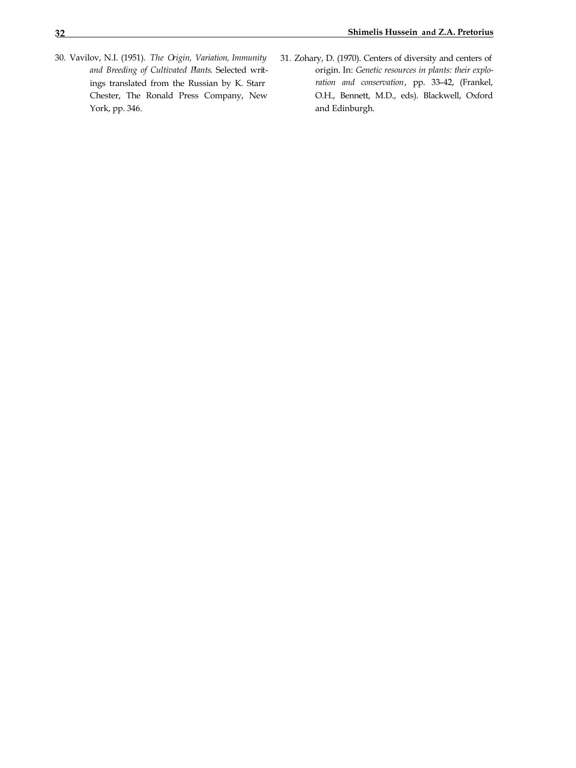30. Vavilov, N.I. (1951). *The Origin, Variation, Immunity and Breeding of Cultivated Plants*. Selected writings translated from the Russian by K. Starr Chester, The Ronald Press Company, New York, pp. 346.

31. Zohary, D. (1970). Centers of diversity and centers of origin. In: *Genetic resources in plants: their exploration and conservation*, pp. 33–42, (Frankel, O.H., Bennett, M.D., eds). Blackwell, Oxford and Edinburgh.